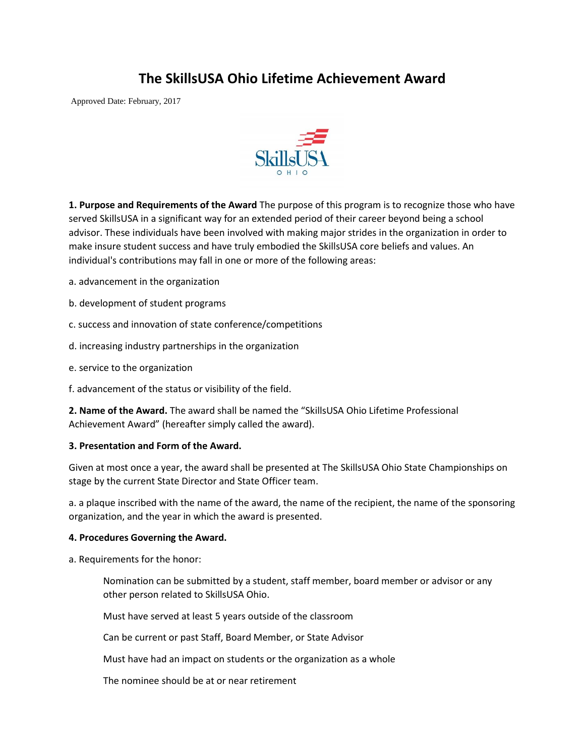# The SkillsUSA Ohio Lifetime Achievement Award

Approved Date: February, 2017

**1. Purpose and Requirements of the Award** The purpose of this program is to recognize those who have served SkillsUSA in a significant way for an extended period of their career beyond being a school advisor. These individuals have been involved with making major strides in the organization in order to make insure student success and have truly embodied the SkillsUSA core beliefs and values. An individual's contributions may fall in one or more of the following areas:

a. advancement in the organization

b. development of student programs

c. success and innovation of state conference/competitions

d. increasing industry partnerships in the organization

e. service to the organization

f. advancement of the status or visibility of the field.

**2. Name of the Award.** The award shall be named the "SkillsUSA Ohio Lifetime Professional Achievement Award" (hereafter simply called the award).

**3. Presentation and Form of the Award.**

Given at most once a year, the award shall be presented at The SkillsUSA Ohio State Championships on stage by the current State Director and State Officer team.

a. a plaque inscribed with the name of the award, the name of the recipient, the name of the sponsoring organization, and the year in which the award is presented.

**4. Procedures Governing the Award.**

a. Requirements for the honor:

> Nomination can be submitted by a student, staff member, board member or advisor or any other person related to SkillsUSA Ohio.
>
> Must have served at least 5 years outside of the classroom
>
> Can be current or past Staff, Board Member, or State Advisor
>
> Must have had an impact on students or the organization as a whole
>
> The nominee should be at or near retirement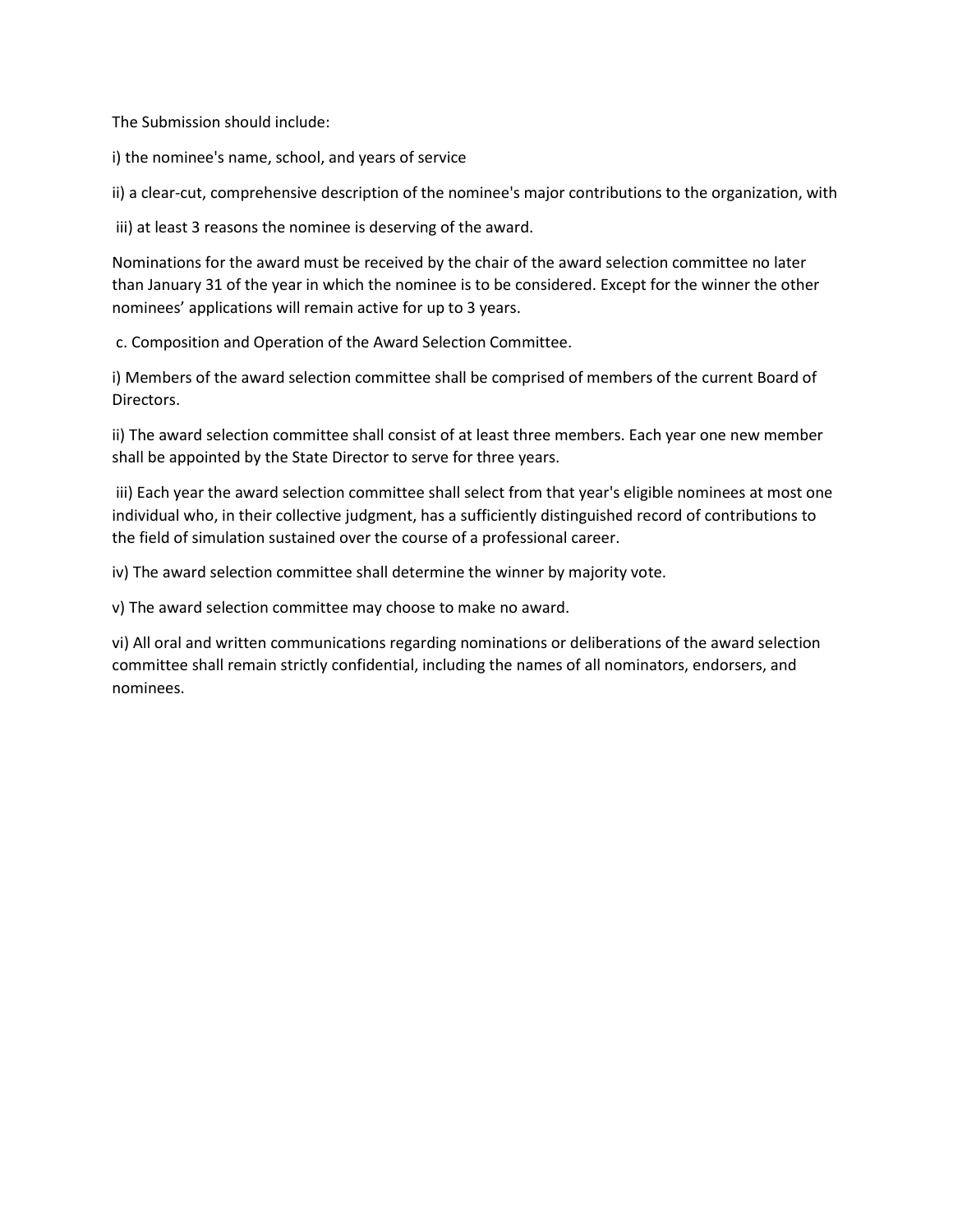The Submission should include:

i) the nominee's name, school, and years of service

ii) a clear-cut, comprehensive description of the nominee's major contributions to the organization, with

iii) at least 3 reasons the nominee is deserving of the award.

Nominations for the award must be received by the chair of the award selection committee no later than January 31 of the year in which the nominee is to be considered. Except for the winner the other nominees' applications will remain active for up to 3 years.

c. Composition and Operation of the Award Selection Committee.

i) Members of the award selection committee shall be comprised of members of the current Board of Directors.

ii) The award selection committee shall consist of at least three members. Each year one new member shall be appointed by the State Director to serve for three years.

iii) Each year the award selection committee shall select from that year's eligible nominees at most one individual who, in their collective judgment, has a sufficiently distinguished record of contributions to the field of simulation sustained over the course of a professional career.

iv) The award selection committee shall determine the winner by majority vote.

v) The award selection committee may choose to make no award.

vi) All oral and written communications regarding nominations or deliberations of the award selection committee shall remain strictly confidential, including the names of all nominators, endorsers, and nominees.